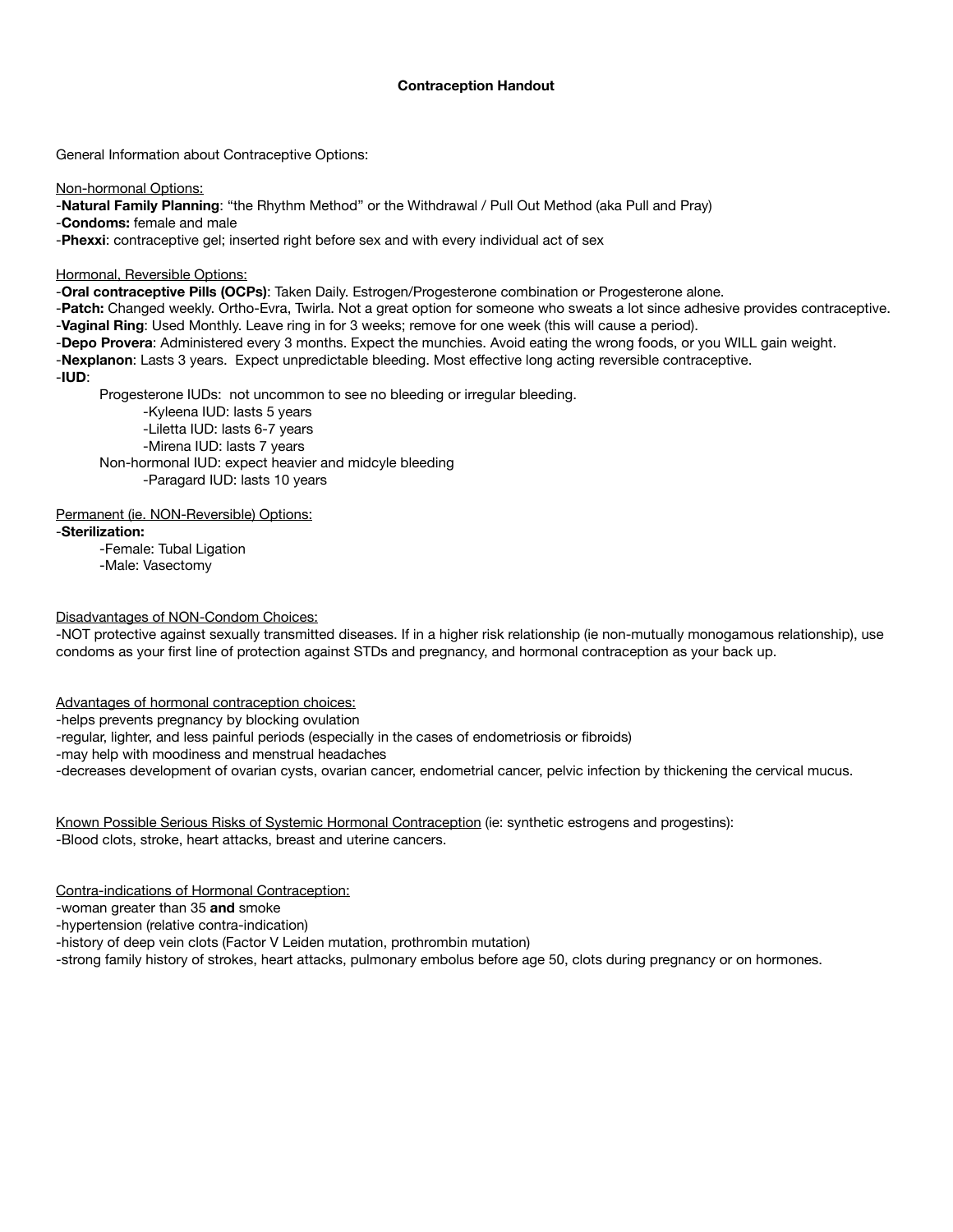# Contraception Handout

General Information about Contraceptive Options:

<u>Non-hormonal Options:</u>

-**Natural Family Planning**: "the Rhythm Method" or the Withdrawal / Pull Out Method (aka Pull and Pray)
-**Condoms:** female and male
-**Phexxi**: contraceptive gel; inserted right before sex and with every individual act of sex

<u>Hormonal, Reversible Options:</u>

-**Oral contraceptive Pills (OCPs)**: Taken Daily. Estrogen/Progesterone combination or Progesterone alone.
-**Patch:** Changed weekly. Ortho-Evra, Twirla. Not a great option for someone who sweats a lot since adhesive provides contraceptive.
-**Vaginal Ring**: Used Monthly. Leave ring in for 3 weeks; remove for one week (this will cause a period).
-**Depo Provera**: Administered every 3 months. Expect the munchies. Avoid eating the wrong foods, or you WILL gain weight.
-**Nexplanon**: Lasts 3 years. Expect unpredictable bleeding. Most effective long acting reversible contraceptive.
-**IUD**:

- Progesterone IUDs: not uncommon to see no bleeding or irregular bleeding.
  - -Kyleena IUD: lasts 5 years
  - -Liletta IUD: lasts 6-7 years
  - -Mirena IUD: lasts 7 years
- Non-hormonal IUD: expect heavier and midcyle bleeding
  - -Paragard IUD: lasts 10 years

<u>Permanent (ie. NON-Reversible) Options:</u>

-**Sterilization:**

- -Female: Tubal Ligation
- -Male: Vasectomy

<u>Disadvantages of NON-Condom Choices:</u>

-NOT protective against sexually transmitted diseases. If in a higher risk relationship (ie non-mutually monogamous relationship), use condoms as your first line of protection against STDs and pregnancy, and hormonal contraception as your back up.

<u>Advantages of hormonal contraception choices:</u>

-helps prevents pregnancy by blocking ovulation
-regular, lighter, and less painful periods (especially in the cases of endometriosis or fibroids)
-may help with moodiness and menstrual headaches
-decreases development of ovarian cysts, ovarian cancer, endometrial cancer, pelvic infection by thickening the cervical mucus.

<u>Known Possible Serious Risks of Systemic Hormonal Contraception</u> (ie: synthetic estrogens and progestins):

-Blood clots, stroke, heart attacks, breast and uterine cancers.

<u>Contra-indications of Hormonal Contraception:</u>

-woman greater than 35 **and** smoke
-hypertension (relative contra-indication)
-history of deep vein clots (Factor V Leiden mutation, prothrombin mutation)
-strong family history of strokes, heart attacks, pulmonary embolus before age 50, clots during pregnancy or on hormones.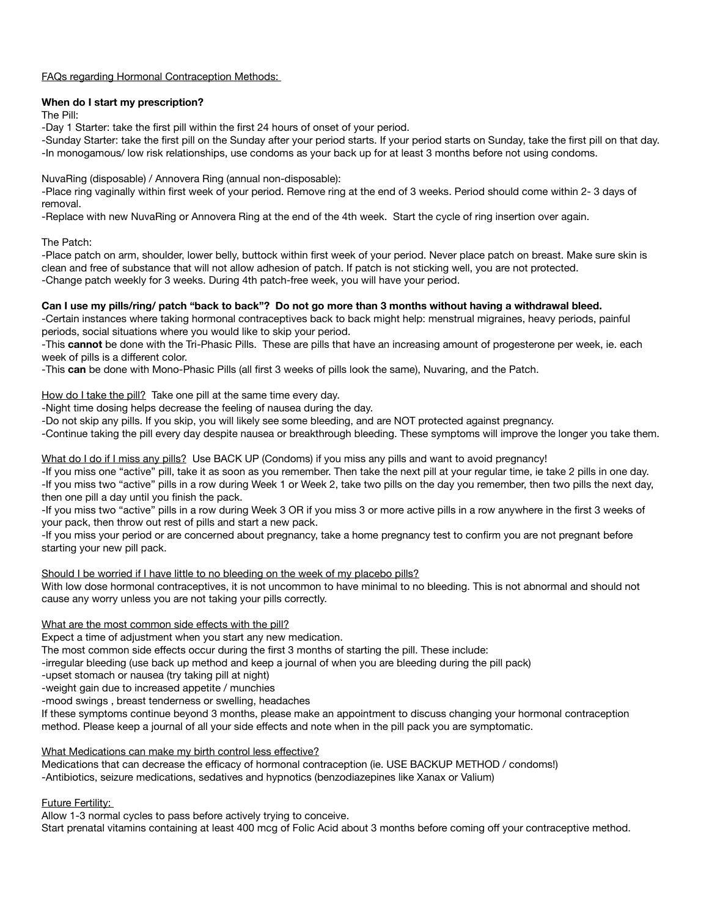<u>FAQs regarding Hormonal Contraception Methods:</u>

**When do I start my prescription?**

The Pill:

-Day 1 Starter: take the first pill within the first 24 hours of onset of your period.

-Sunday Starter: take the first pill on the Sunday after your period starts. If your period starts on Sunday, take the first pill on that day.

-In monogamous/ low risk relationships, use condoms as your back up for at least 3 months before not using condoms.

NuvaRing (disposable) / Annovera Ring (annual non-disposable):

-Place ring vaginally within first week of your period. Remove ring at the end of 3 weeks. Period should come within 2- 3 days of removal.

-Replace with new NuvaRing or Annovera Ring at the end of the 4th week. Start the cycle of ring insertion over again.

The Patch:

-Place patch on arm, shoulder, lower belly, buttock within first week of your period. Never place patch on breast. Make sure skin is clean and free of substance that will not allow adhesion of patch. If patch is not sticking well, you are not protected.

-Change patch weekly for 3 weeks. During 4th patch-free week, you will have your period.

**Can I use my pills/ring/ patch "back to back"? Do not go more than 3 months without having a withdrawal bleed.**

-Certain instances where taking hormonal contraceptives back to back might help: menstrual migraines, heavy periods, painful periods, social situations where you would like to skip your period.

-This **cannot** be done with the Tri-Phasic Pills. These are pills that have an increasing amount of progesterone per week, ie. each week of pills is a different color.

-This **can** be done with Mono-Phasic Pills (all first 3 weeks of pills look the same), Nuvaring, and the Patch.

<u>How do I take the pill?</u> Take one pill at the same time every day.

-Night time dosing helps decrease the feeling of nausea during the day.

-Do not skip any pills. If you skip, you will likely see some bleeding, and are NOT protected against pregnancy.

-Continue taking the pill every day despite nausea or breakthrough bleeding. These symptoms will improve the longer you take them.

<u>What do I do if I miss any pills?</u> Use BACK UP (Condoms) if you miss any pills and want to avoid pregnancy!

-If you miss one "active" pill, take it as soon as you remember. Then take the next pill at your regular time, ie take 2 pills in one day.

-If you miss two "active" pills in a row during Week 1 or Week 2, take two pills on the day you remember, then two pills the next day, then one pill a day until you finish the pack.

-If you miss two "active" pills in a row during Week 3 OR if you miss 3 or more active pills in a row anywhere in the first 3 weeks of your pack, then throw out rest of pills and start a new pack.

-If you miss your period or are concerned about pregnancy, take a home pregnancy test to confirm you are not pregnant before starting your new pill pack.

<u>Should I be worried if I have little to no bleeding on the week of my placebo pills?</u>

With low dose hormonal contraceptives, it is not uncommon to have minimal to no bleeding. This is not abnormal and should not cause any worry unless you are not taking your pills correctly.

<u>What are the most common side effects with the pill?</u>

Expect a time of adjustment when you start any new medication.

The most common side effects occur during the first 3 months of starting the pill. These include:

-irregular bleeding (use back up method and keep a journal of when you are bleeding during the pill pack)

-upset stomach or nausea (try taking pill at night)

-weight gain due to increased appetite / munchies

-mood swings , breast tenderness or swelling, headaches

If these symptoms continue beyond 3 months, please make an appointment to discuss changing your hormonal contraception method. Please keep a journal of all your side effects and note when in the pill pack you are symptomatic.

<u>What Medications can make my birth control less effective?</u>

Medications that can decrease the efficacy of hormonal contraception (ie. USE BACKUP METHOD / condoms!)

-Antibiotics, seizure medications, sedatives and hypnotics (benzodiazepines like Xanax or Valium)

<u>Future Fertility:</u>

Allow 1-3 normal cycles to pass before actively trying to conceive.

Start prenatal vitamins containing at least 400 mcg of Folic Acid about 3 months before coming off your contraceptive method.